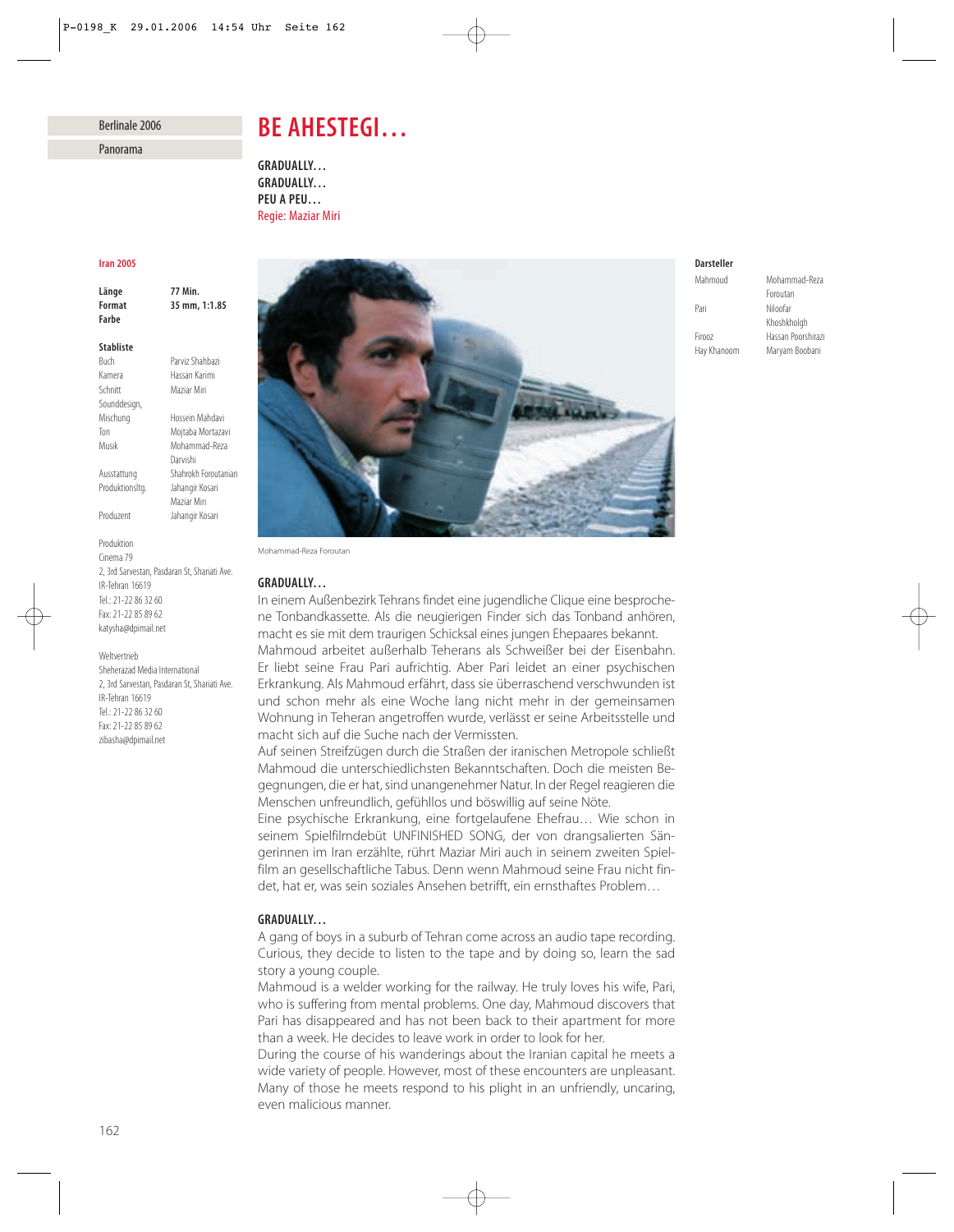Berlinale 2006

Panorama

# BE AHESTEGI…

**GRADUALLY…**
**GRADUALLY…**
**PEU A PEU…**
Regie: Maziar Miri

**Iran 2005**

| | |
|---|---|
| **Länge** | **77 Min.** |
| **Format** | **35 mm, 1:1.85** |
| **Farbe** | |

**Stabliste**

| | |
|---|---|
| Buch | Parviz Shahbazi |
| Kamera | Hassan Karimi |
| Schnitt | Maziar Miri |
| Sounddesign, Mischung | Hossein Mahdavi |
| Ton | Mojtaba Mortazavi |
| Musik | Mohammad-Reza Darvishi |
| Ausstattung | Shahrokh Foroutanian |
| Produktionsltg. | Jahangir Kosari, Maziar Miri |
| Produzent | Jahangir Kosari |

Produktion
Cinema 79
2, 3rd Sarvestan, Pasdaran St, Shariati Ave.
IR-Tehran 16619
Tel.: 21-22 86 32 60
Fax: 21-22 85 89 62
katysha@dpimail.net

Weltvertrieb
Sheherazad Media International
2, 3rd Sarvestan, Pasdaran St, Shariati Ave.
IR-Tehran 16619
Tel.: 21-22 86 32 60
Fax: 21-22 85 89 62
zibasha@dpimail.net

Mohammad-Reza Foroutan

**Darsteller**

| | |
|---|---|
| Mahmoud | Mohammad-Reza Foroutan |
| Pari | Niloofar Khoshkholgh |
| Firooz | Hassan Poorshirazi |
| Hay Khanoom | Maryam Boobani |

**GRADUALLY…**

In einem Außenbezirk Tehrans findet eine jugendliche Clique eine besprochene Tonbandkassette. Als die neugierigen Finder sich das Tonband anhören, macht es sie mit dem traurigen Schicksal eines jungen Ehepaares bekannt.
Mahmoud arbeitet außerhalb Teherans als Schweißer bei der Eisenbahn. Er liebt seine Frau Pari aufrichtig. Aber Pari leidet an einer psychischen Erkrankung. Als Mahmoud erfährt, dass sie überraschend verschwunden ist und schon mehr als eine Woche lang nicht mehr in der gemeinsamen Wohnung in Teheran angetroffen wurde, verlässt er seine Arbeitsstelle und macht sich auf die Suche nach der Vermissten.
Auf seinen Streifzügen durch die Straßen der iranischen Metropole schließt Mahmoud die unterschiedlichsten Bekanntschaften. Doch die meisten Begegnungen, die er hat, sind unangenehmer Natur. In der Regel reagieren die Menschen unfreundlich, gefühllos und böswillig auf seine Nöte.
Eine psychische Erkrankung, eine fortgelaufene Ehefrau… Wie schon in seinem Spielfilmdebüt UNFINISHED SONG, der von drangsalierten Sängerinnen im Iran erzählte, rührt Maziar Miri auch in seinem zweiten Spielfilm an gesellschaftliche Tabus. Denn wenn Mahmoud seine Frau nicht findet, hat er, was sein soziales Ansehen betrifft, ein ernsthaftes Problem…

**GRADUALLY…**

A gang of boys in a suburb of Tehran come across an audio tape recording. Curious, they decide to listen to the tape and by doing so, learn the sad story a young couple.
Mahmoud is a welder working for the railway. He truly loves his wife, Pari, who is suffering from mental problems. One day, Mahmoud discovers that Pari has disappeared and has not been back to their apartment for more than a week. He decides to leave work in order to look for her.
During the course of his wanderings about the Iranian capital he meets a wide variety of people. However, most of these encounters are unpleasant. Many of those he meets respond to his plight in an unfriendly, uncaring, even malicious manner.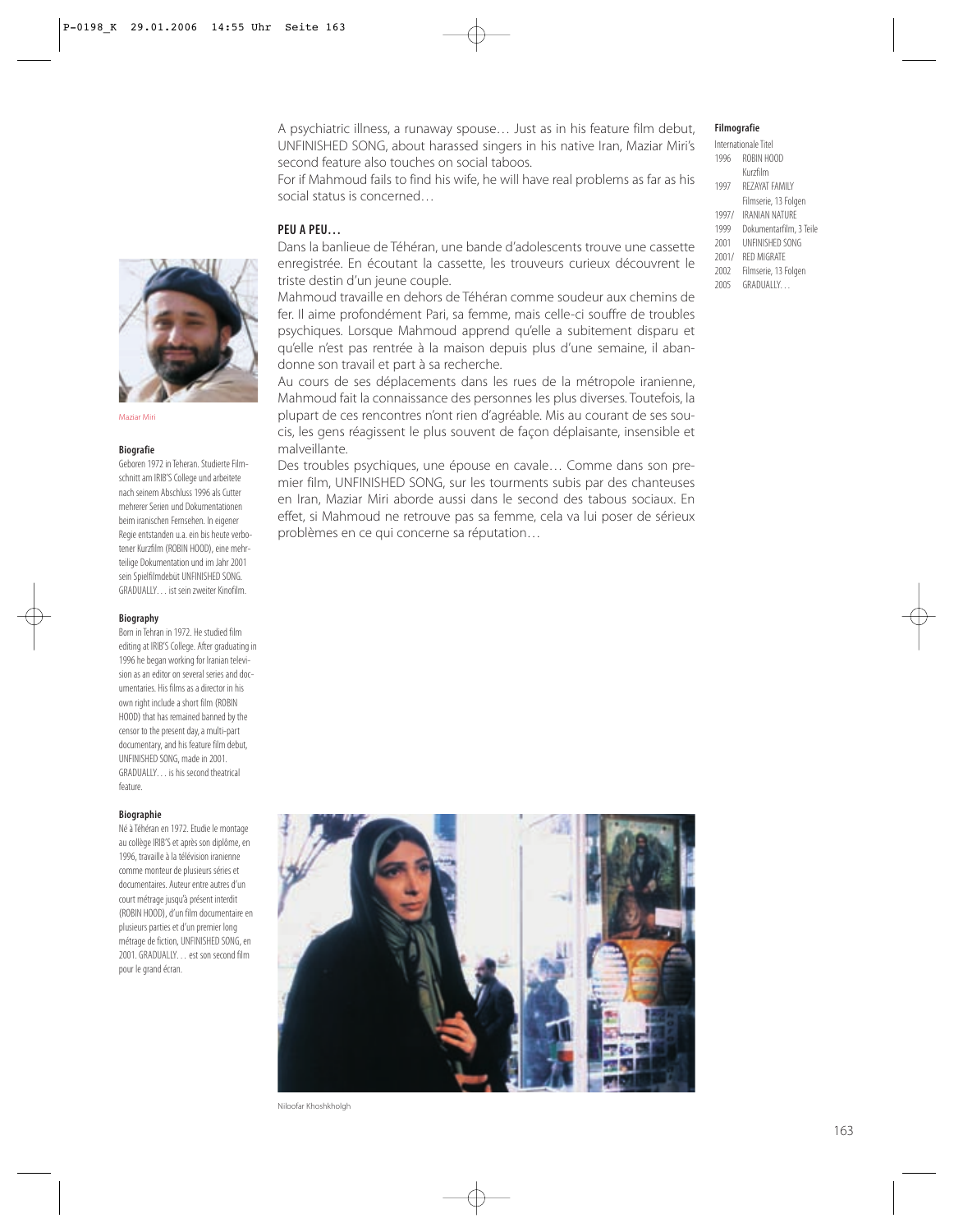A psychiatric illness, a runaway spouse… Just as in his feature film debut, UNFINISHED SONG, about harassed singers in his native Iran, Maziar Miri's second feature also touches on social taboos.
For if Mahmoud fails to find his wife, he will have real problems as far as his social status is concerned…

### PEU A PEU…

Dans la banlieue de Téhéran, une bande d'adolescents trouve une cassette enregistrée. En écoutant la cassette, les trouveurs curieux découvrent le triste destin d'un jeune couple.
Mahmoud travaille en dehors de Téhéran comme soudeur aux chemins de fer. Il aime profondément Pari, sa femme, mais celle-ci souffre de troubles psychiques. Lorsque Mahmoud apprend qu'elle a subitement disparu et qu'elle n'est pas rentrée à la maison depuis plus d'une semaine, il abandonne son travail et part à sa recherche.
Au cours de ses déplacements dans les rues de la métropole iranienne, Mahmoud fait la connaissance des personnes les plus diverses. Toutefois, la plupart de ces rencontres n'ont rien d'agréable. Mis au courant de ses soucis, les gens réagissent le plus souvent de façon déplaisante, insensible et malveillante.
Des troubles psychiques, une épouse en cavale… Comme dans son premier film, UNFINISHED SONG, sur les tourments subis par des chanteuses en Iran, Maziar Miri aborde aussi dans le second des tabous sociaux. En effet, si Mahmoud ne retrouve pas sa femme, cela va lui poser de sérieux problèmes en ce qui concerne sa réputation…

Maziar Miri

#### Biografie

Geboren 1972 in Teheran. Studierte Filmschnitt am IRIB'S College und arbeitete nach seinem Abschluss 1996 als Cutter mehrerer Serien und Dokumentationen beim iranischen Fernsehen. In eigener Regie entstanden u.a. ein bis heute verbotener Kurzfilm (ROBIN HOOD), eine mehrteilige Dokumentation und im Jahr 2001 sein Spielfilmdebüt UNFINISHED SONG. GRADUALLY… ist sein zweiter Kinofilm.

#### Biography

Born in Tehran in 1972. He studied film editing at IRIB'S College. After graduating in 1996 he began working for Iranian television as an editor on several series and documentaries. His films as a director in his own right include a short film (ROBIN HOOD) that has remained banned by the censor to the present day, a multi-part documentary, and his feature film debut, UNFINISHED SONG, made in 2001. GRADUALLY… is his second theatrical feature.

#### Biographie

Né à Téhéran en 1972. Etudie le montage au collège IRIB'S et après son diplôme, en 1996, travaille à la télévision iranienne comme monteur de plusieurs séries et documentaires. Auteur entre autres d'un court métrage jusqu'à présent interdit (ROBIN HOOD), d'un film documentaire en plusieurs parties et d'un premier long métrage de fiction, UNFINISHED SONG, en 2001. GRADUALLY… est son second film pour le grand écran.

#### Filmografie

Internationale Titel

1996 ROBIN HOOD
Kurzfilm
1997 REZAYAT FAMILY
Filmserie, 13 Folgen
1997/ IRANIAN NATURE
1999 Dokumentarfilm, 3 Teile
2001 UNFINISHED SONG
2001/ RED MIGRATE
2002 Filmserie, 13 Folgen
2005 GRADUALLY…

Niloofar Khoshkholgh